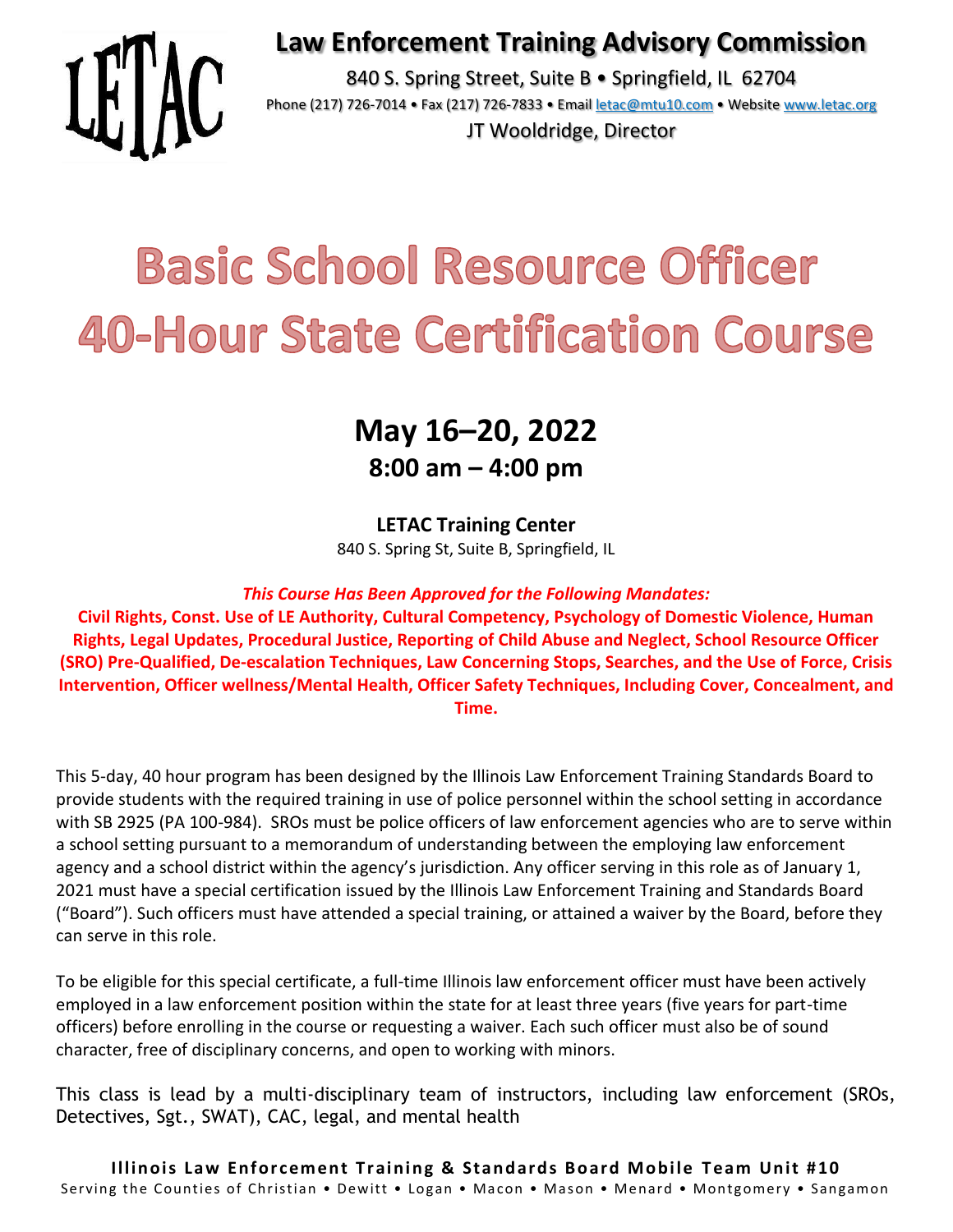LETAC

# Law Enforcement Training Advisory Commission

840 S. Spring Street, Suite B • Springfield, IL 62704

Phone (217) 726-7014 • Fax (217) 726-7833 • Email letac@mtu10.com • Website www.letac.org

JT Wooldridge, Director

# Basic School Resource Officer 40-Hour State Certification Course

## May 16–20, 2022

### 8:00 am – 4:00 pm

**LETAC Training Center**

840 S. Spring St, Suite B, Springfield, IL

***This Course Has Been Approved for the Following Mandates:***

**Civil Rights, Const. Use of LE Authority, Cultural Competency, Psychology of Domestic Violence, Human Rights, Legal Updates, Procedural Justice, Reporting of Child Abuse and Neglect, School Resource Officer (SRO) Pre-Qualified, De-escalation Techniques, Law Concerning Stops, Searches, and the Use of Force, Crisis Intervention, Officer wellness/Mental Health, Officer Safety Techniques, Including Cover, Concealment, and Time.**

This 5-day, 40 hour program has been designed by the Illinois Law Enforcement Training Standards Board to provide students with the required training in use of police personnel within the school setting in accordance with SB 2925 (PA 100-984). SROs must be police officers of law enforcement agencies who are to serve within a school setting pursuant to a memorandum of understanding between the employing law enforcement agency and a school district within the agency's jurisdiction. Any officer serving in this role as of January 1, 2021 must have a special certification issued by the Illinois Law Enforcement Training and Standards Board ("Board"). Such officers must have attended a special training, or attained a waiver by the Board, before they can serve in this role.

To be eligible for this special certificate, a full-time Illinois law enforcement officer must have been actively employed in a law enforcement position within the state for at least three years (five years for part-time officers) before enrolling in the course or requesting a waiver. Each such officer must also be of sound character, free of disciplinary concerns, and open to working with minors.

This class is lead by a multi-disciplinary team of instructors, including law enforcement (SROs, Detectives, Sgt., SWAT), CAC, legal, and mental health

**Illinois Law Enforcement Training & Standards Board Mobile Team Unit #10**

Serving the Counties of Christian • Dewitt • Logan • Macon • Mason • Menard • Montgomery • Sangamon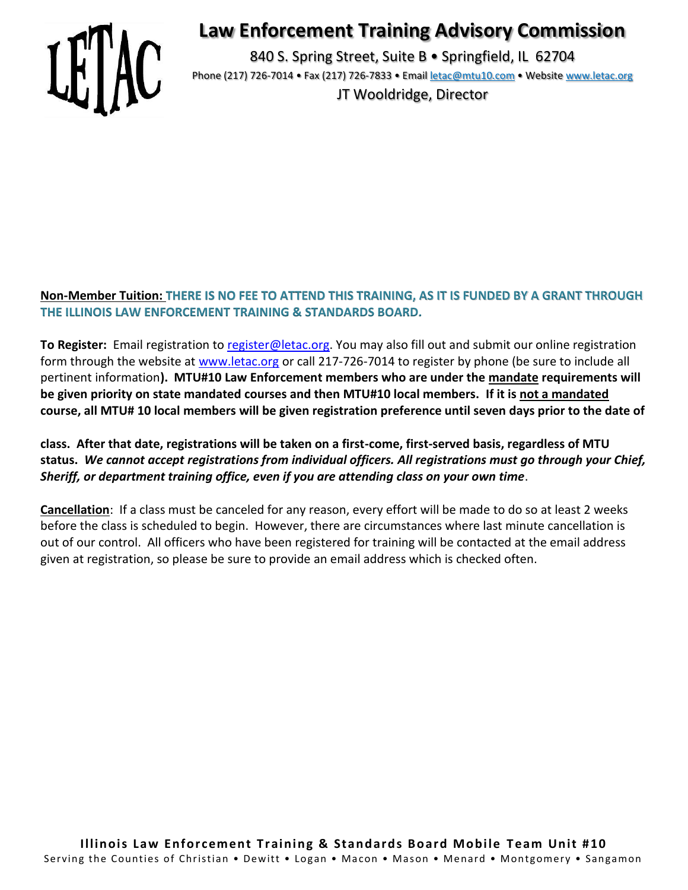# Law Enforcement Training Advisory Commission

840 S. Spring Street, Suite B • Springfield, IL 62704

Phone (217) 726-7014 • Fax (217) 726-7833 • Email letac@mtu10.com • Website www.letac.org

JT Wooldridge, Director

**Non-Member Tuition:** **THERE IS NO FEE TO ATTEND THIS TRAINING, AS IT IS FUNDED BY A GRANT THROUGH THE ILLINOIS LAW ENFORCEMENT TRAINING & STANDARDS BOARD.**

**To Register:** Email registration to register@letac.org. You may also fill out and submit our online registration form through the website at www.letac.org or call 217-726-7014 to register by phone (be sure to include all pertinent information**). MTU#10 Law Enforcement members who are under the mandate requirements will be given priority on state mandated courses and then MTU#10 local members. If it is not a mandated course, all MTU# 10 local members will be given registration preference until seven days prior to the date of class. After that date, registrations will be taken on a first-come, first-served basis, regardless of MTU status.** ***We cannot accept registrations from individual officers. All registrations must go through your Chief, Sheriff, or department training office, even if you are attending class on your own time***.

**Cancellation**: If a class must be canceled for any reason, every effort will be made to do so at least 2 weeks before the class is scheduled to begin. However, there are circumstances where last minute cancellation is out of our control. All officers who have been registered for training will be contacted at the email address given at registration, so please be sure to provide an email address which is checked often.

**Illinois Law Enforcement Training & Standards Board Mobile Team Unit #10**

Serving the Counties of Christian • Dewitt • Logan • Macon • Mason • Menard • Montgomery • Sangamon